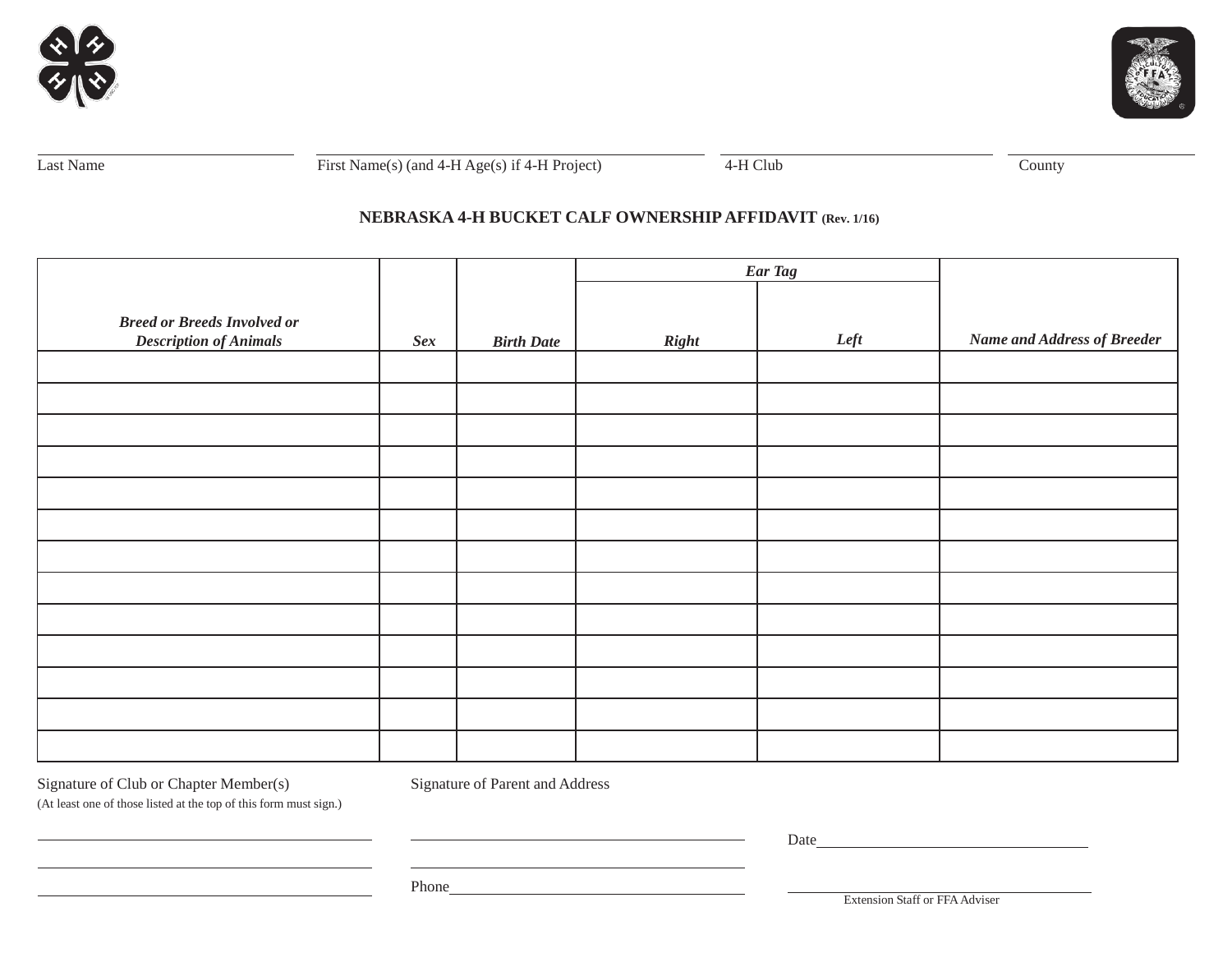Last Name | First Name(s) (and 4-H Age(s) if 4-H Project) | 4-H Club | County

## NEBRASKA 4-H BUCKET CALF OWNERSHIP AFFIDAVIT (Rev. 1/16)

| *Breed or Breeds Involved or Description of Animals* | *Sex* | *Birth Date* | *Ear Tag* | | *Name and Address of Breeder* |
|---|---|---|---|---|---|
| | | | *Right* | *Left* | |
| | | | | | |
| | | | | | |
| | | | | | |
| | | | | | |
| | | | | | |
| | | | | | |
| | | | | | |
| | | | | | |
| | | | | | |
| | | | | | |
| | | | | | |
| | | | | | |
| | | | | | |

Signature of Club or Chapter Member(s)
(At least one of those listed at the top of this form must sign.)

Signature of Parent and Address

Phone

Date

Extension Staff or FFA Adviser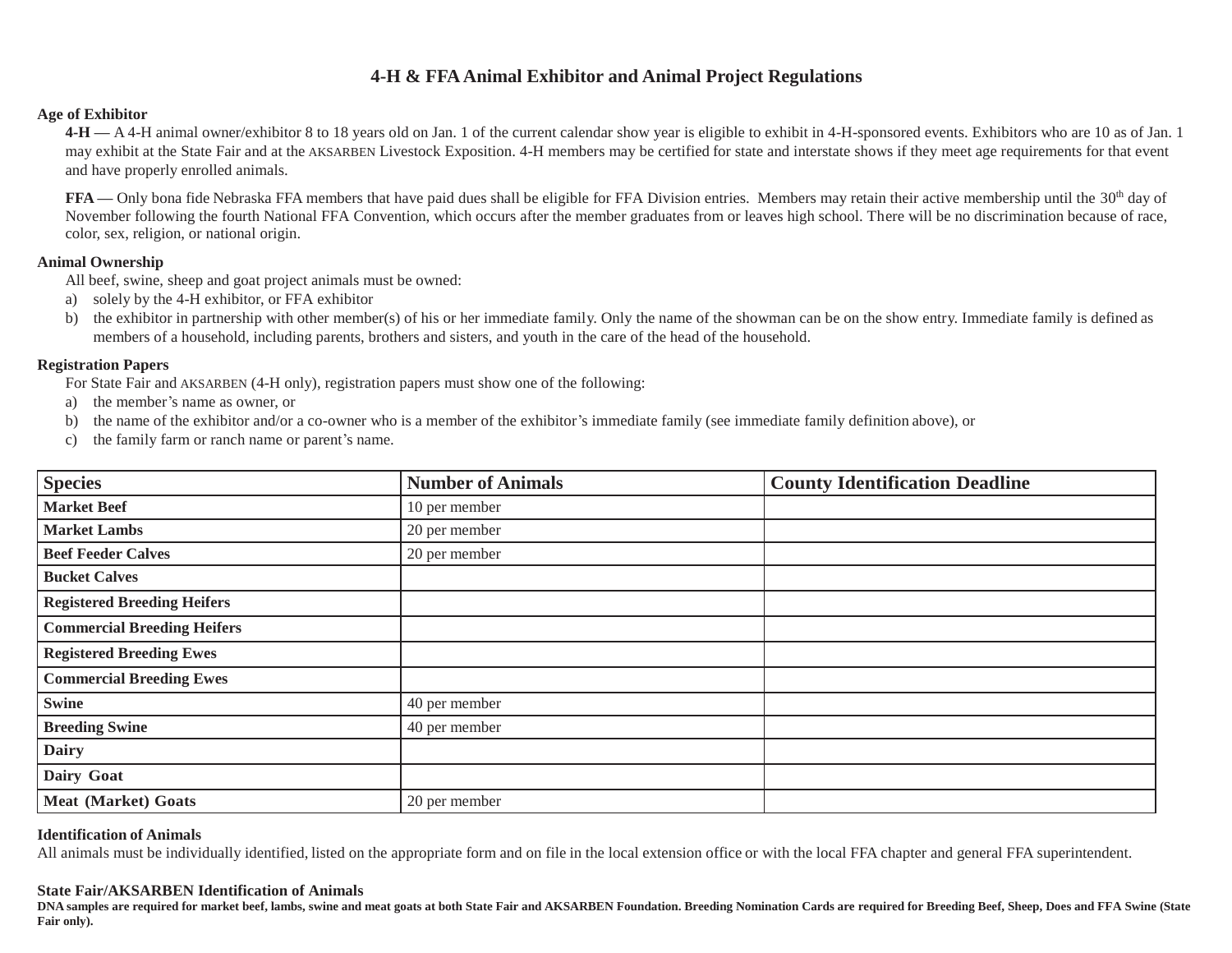# 4-H & FFA Animal Exhibitor and Animal Project Regulations

**Age of Exhibitor**

**4-H —** A 4-H animal owner/exhibitor 8 to 18 years old on Jan. 1 of the current calendar show year is eligible to exhibit in 4-H-sponsored events. Exhibitors who are 10 as of Jan. 1 may exhibit at the State Fair and at the AKSARBEN Livestock Exposition. 4-H members may be certified for state and interstate shows if they meet age requirements for that event and have properly enrolled animals.

**FFA —** Only bona fide Nebraska FFA members that have paid dues shall be eligible for FFA Division entries. Members may retain their active membership until the 30th day of November following the fourth National FFA Convention, which occurs after the member graduates from or leaves high school. There will be no discrimination because of race, color, sex, religion, or national origin.

**Animal Ownership**

All beef, swine, sheep and goat project animals must be owned:

a) solely by the 4-H exhibitor, or FFA exhibitor
b) the exhibitor in partnership with other member(s) of his or her immediate family. Only the name of the showman can be on the show entry. Immediate family is defined as members of a household, including parents, brothers and sisters, and youth in the care of the head of the household.

**Registration Papers**

For State Fair and AKSARBEN (4-H only), registration papers must show one of the following:

a) the member's name as owner, or
b) the name of the exhibitor and/or a co-owner who is a member of the exhibitor's immediate family (see immediate family definition above), or
c) the family farm or ranch name or parent's name.

| Species | Number of Animals | County Identification Deadline |
|---|---|---|
| **Market Beef** | 10 per member | |
| **Market Lambs** | 20 per member | |
| **Beef Feeder Calves** | 20 per member | |
| **Bucket Calves** | | |
| **Registered Breeding Heifers** | | |
| **Commercial Breeding Heifers** | | |
| **Registered Breeding Ewes** | | |
| **Commercial Breeding Ewes** | | |
| **Swine** | 40 per member | |
| **Breeding Swine** | 40 per member | |
| **Dairy** | | |
| **Dairy Goat** | | |
| **Meat (Market) Goats** | 20 per member | |

**Identification of Animals**

All animals must be individually identified, listed on the appropriate form and on file in the local extension office or with the local FFA chapter and general FFA superintendent.

**State Fair/AKSARBEN Identification of Animals**

**DNA samples are required for market beef, lambs, swine and meat goats at both State Fair and AKSARBEN Foundation. Breeding Nomination Cards are required for Breeding Beef, Sheep, Does and FFA Swine (State Fair only).**